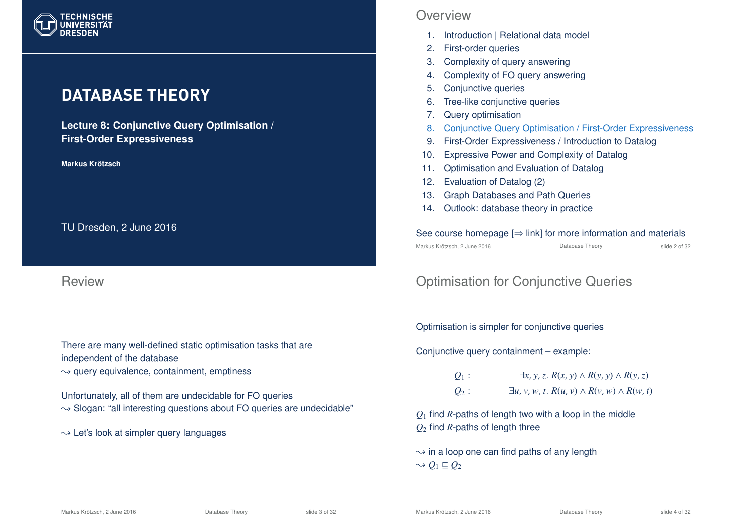# DATABASE THEORY

**Lecture 8: Conjunctive Query Optimisation / First-Order Expressiveness**

**Markus Krötzsch**

TU Dresden, 2 June 2016

## Overview

1. Introduction | Relational data model
2. First-order queries
3. Complexity of query answering
4. Complexity of FO query answering
5. Conjunctive queries
6. Tree-like conjunctive queries
7. Query optimisation
8. Conjunctive Query Optimisation / First-Order Expressiveness
9. First-Order Expressiveness / Introduction to Datalog
10. Expressive Power and Complexity of Datalog
11. Optimisation and Evaluation of Datalog
12. Evaluation of Datalog (2)
13. Graph Databases and Path Queries
14. Outlook: database theory in practice

See course homepage [⇒ link] for more information and materials

## Review

There are many well-defined static optimisation tasks that are independent of the database
$\rightsquigarrow$ query equivalence, containment, emptiness

Unfortunately, all of them are undecidable for FO queries
$\rightsquigarrow$ Slogan: "all interesting questions about FO queries are undecidable"

$\rightsquigarrow$ Let's look at simpler query languages

## Optimisation for Conjunctive Queries

Optimisation is simpler for conjunctive queries

Conjunctive query containment – example:

$$Q_1: \quad \exists x, y, z.\, R(x, y) \wedge R(y, y) \wedge R(y, z)$$
$$Q_2: \quad \exists u, v, w, t.\, R(u, v) \wedge R(v, w) \wedge R(w, t)$$

$Q_1$ find $R$-paths of length two with a loop in the middle
$Q_2$ find $R$-paths of length three

$\rightsquigarrow$ in a loop one can find paths of any length
$\rightsquigarrow Q_1 \sqsubseteq Q_2$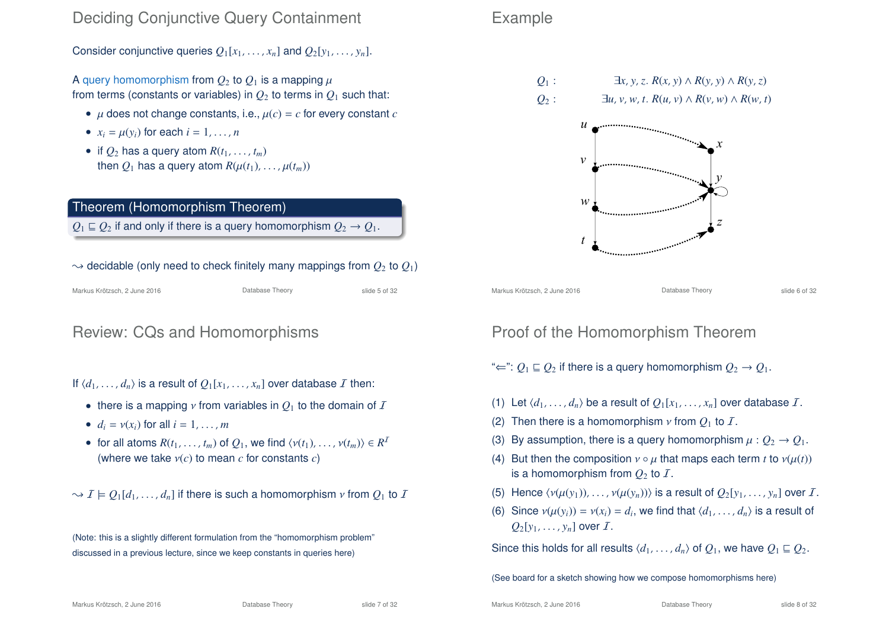## Deciding Conjunctive Query Containment

Consider conjunctive queries $Q_1[x_1, \ldots, x_n]$ and $Q_2[y_1, \ldots, y_n]$.

A query homomorphism from $Q_2$ to $Q_1$ is a mapping $\mu$ from terms (constants or variables) in $Q_2$ to terms in $Q_1$ such that:

- $\mu$ does not change constants, i.e., $\mu(c) = c$ for every constant $c$
- $x_i = \mu(y_i)$ for each $i = 1, \ldots, n$
- if $Q_2$ has a query atom $R(t_1, \ldots, t_m)$ then $Q_1$ has a query atom $R(\mu(t_1), \ldots, \mu(t_m))$

**Theorem (Homomorphism Theorem)**

$Q_1 \sqsubseteq Q_2$ if and only if there is a query homomorphism $Q_2 \to Q_1$.

$\rightsquigarrow$ decidable (only need to check finitely many mappings from $Q_2$ to $Q_1$)

## Example

$Q_1$ : $\exists x, y, z.\ R(x, y) \wedge R(y, y) \wedge R(y, z)$

$Q_2$ : $\exists u, v, w, t.\ R(u, v) \wedge R(v, w) \wedge R(w, t)$

## Review: CQs and Homomorphisms

If $\langle d_1, \ldots, d_n \rangle$ is a result of $Q_1[x_1, \ldots, x_n]$ over database $\mathcal{I}$ then:

- there is a mapping $\nu$ from variables in $Q_1$ to the domain of $\mathcal{I}$
- $d_i = \nu(x_i)$ for all $i = 1, \ldots, m$
- for all atoms $R(t_1, \ldots, t_m)$ of $Q_1$, we find $\langle \nu(t_1), \ldots, \nu(t_m) \rangle \in R^{\mathcal{I}}$ (where we take $\nu(c)$ to mean $c$ for constants $c$)

$\rightsquigarrow \mathcal{I} \models Q_1[d_1, \ldots, d_n]$ if there is such a homomorphism $\nu$ from $Q_1$ to $\mathcal{I}$

(Note: this is a slightly different formulation from the "homomorphism problem" discussed in a previous lecture, since we keep constants in queries here)

## Proof of the Homomorphism Theorem

"$\Leftarrow$": $Q_1 \sqsubseteq Q_2$ if there is a query homomorphism $Q_2 \to Q_1$.

(1) Let $\langle d_1, \ldots, d_n \rangle$ be a result of $Q_1[x_1, \ldots, x_n]$ over database $\mathcal{I}$.

(2) Then there is a homomorphism $\nu$ from $Q_1$ to $\mathcal{I}$.

(3) By assumption, there is a query homomorphism $\mu : Q_2 \to Q_1$.

(4) But then the composition $\nu \circ \mu$ that maps each term $t$ to $\nu(\mu(t))$ is a homomorphism from $Q_2$ to $\mathcal{I}$.

(5) Hence $\langle \nu(\mu(y_1)), \ldots, \nu(\mu(y_n)) \rangle$ is a result of $Q_2[y_1, \ldots, y_n]$ over $\mathcal{I}$.

(6) Since $\nu(\mu(y_i)) = \nu(x_i) = d_i$, we find that $\langle d_1, \ldots, d_n \rangle$ is a result of $Q_2[y_1, \ldots, y_n]$ over $\mathcal{I}$.

Since this holds for all results $\langle d_1, \ldots, d_n \rangle$ of $Q_1$, we have $Q_1 \sqsubseteq Q_2$.

(See board for a sketch showing how we compose homomorphisms here)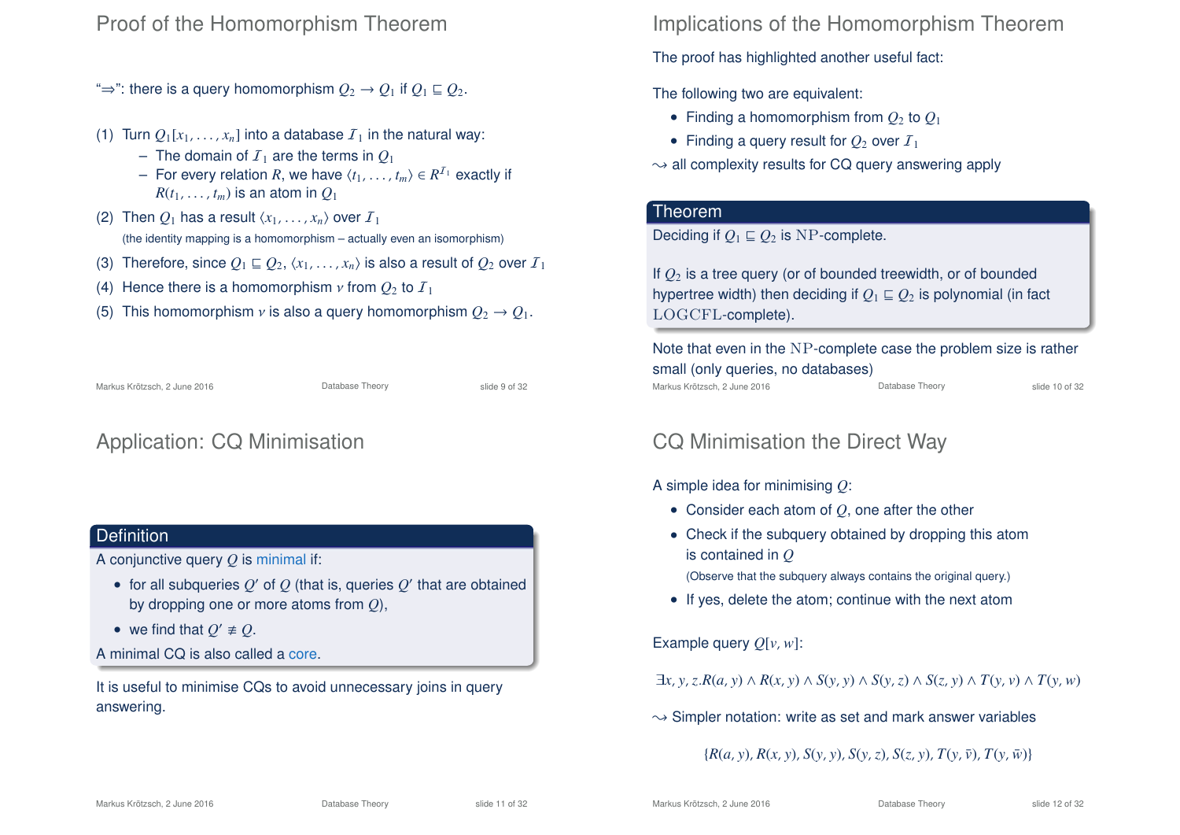## Proof of the Homomorphism Theorem

"⇒": there is a query homomorphism $Q_2 \to Q_1$ if $Q_1 \sqsubseteq Q_2$.

(1) Turn $Q_1[x_1, \ldots, x_n]$ into a database $\mathcal{I}_1$ in the natural way:
  - The domain of $\mathcal{I}_1$ are the terms in $Q_1$
  - For every relation $R$, we have $\langle t_1, \ldots, t_m \rangle \in R^{\mathcal{I}_1}$ exactly if $R(t_1, \ldots, t_m)$ is an atom in $Q_1$

(2) Then $Q_1$ has a result $\langle x_1, \ldots, x_n \rangle$ over $\mathcal{I}_1$
  (the identity mapping is a homomorphism – actually even an isomorphism)

(3) Therefore, since $Q_1 \sqsubseteq Q_2$, $\langle x_1, \ldots, x_n \rangle$ is also a result of $Q_2$ over $\mathcal{I}_1$

(4) Hence there is a homomorphism $\nu$ from $Q_2$ to $\mathcal{I}_1$

(5) This homomorphism $\nu$ is also a query homomorphism $Q_2 \to Q_1$.

## Implications of the Homomorphism Theorem

The proof has highlighted another useful fact:

The following two are equivalent:

- Finding a homomorphism from $Q_2$ to $Q_1$
- Finding a query result for $Q_2$ over $\mathcal{I}_1$

⇝ all complexity results for CQ query answering apply

**Theorem**

Deciding if $Q_1 \sqsubseteq Q_2$ is $\mathrm{NP}$-complete.

If $Q_2$ is a tree query (or of bounded treewidth, or of bounded hypertree width) then deciding if $Q_1 \sqsubseteq Q_2$ is polynomial (in fact $\mathrm{LOGCFL}$-complete).

Note that even in the $\mathrm{NP}$-complete case the problem size is rather small (only queries, no databases)

## Application: CQ Minimisation

**Definition**

A conjunctive query $Q$ is minimal if:

- for all subqueries $Q'$ of $Q$ (that is, queries $Q'$ that are obtained by dropping one or more atoms from $Q$),
- we find that $Q' \not\equiv Q$.

A minimal CQ is also called a core.

It is useful to minimise CQs to avoid unnecessary joins in query answering.

## CQ Minimisation the Direct Way

A simple idea for minimising $Q$:

- Consider each atom of $Q$, one after the other
- Check if the subquery obtained by dropping this atom is contained in $Q$
  (Observe that the subquery always contains the original query.)
- If yes, delete the atom; continue with the next atom

Example query $Q[v, w]$:

$$\exists x, y, z. R(a, y) \wedge R(x, y) \wedge S(y, y) \wedge S(y, z) \wedge S(z, y) \wedge T(y, v) \wedge T(y, w)$$

⇝ Simpler notation: write as set and mark answer variables

$$\{R(a, y), R(x, y), S(y, y), S(y, z), S(z, y), T(y, \bar{v}), T(y, \bar{w})\}$$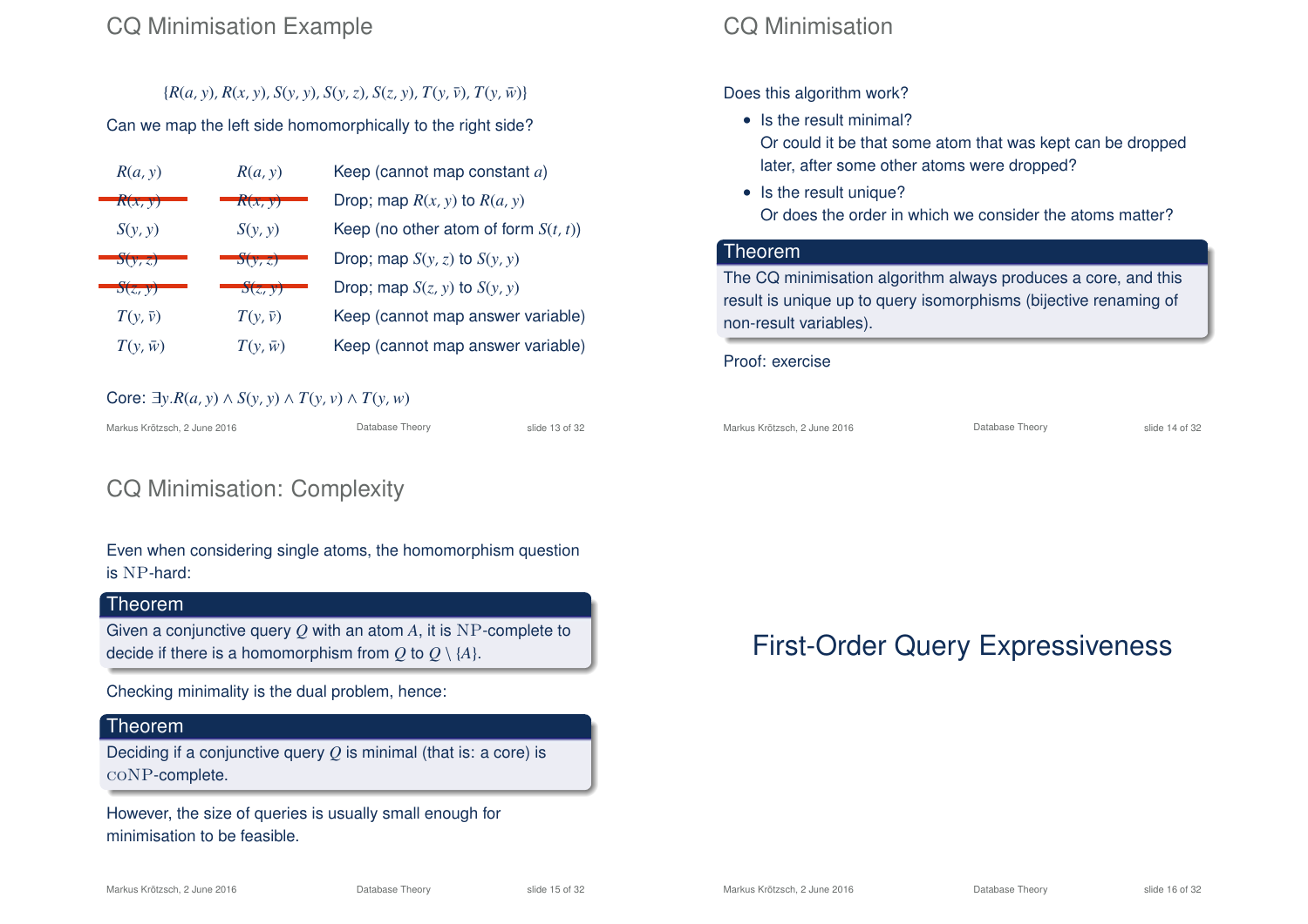## CQ Minimisation Example

$$\{R(a,y), R(x,y), S(y,y), S(y,z), S(z,y), T(y,\bar{v}), T(y,\bar{w})\}$$

Can we map the left side homomorphically to the right side?

| | | |
|---|---|---|
| $R(a,y)$ | $R(a,y)$ | Keep (cannot map constant $a$) |
| ~~$R(x,y)$~~ | ~~$R(x,y)$~~ | Drop; map $R(x,y)$ to $R(a,y)$ |
| $S(y,y)$ | $S(y,y)$ | Keep (no other atom of form $S(t,t)$) |
| ~~$S(y,z)$~~ | ~~$S(y,z)$~~ | Drop; map $S(y,z)$ to $S(y,y)$ |
| ~~$S(z,y)$~~ | ~~$S(z,y)$~~ | Drop; map $S(z,y)$ to $S(y,y)$ |
| $T(y,\bar{v})$ | $T(y,\bar{v})$ | Keep (cannot map answer variable) |
| $T(y,\bar{w})$ | $T(y,\bar{w})$ | Keep (cannot map answer variable) |

Core: $\exists y.R(a,y) \wedge S(y,y) \wedge T(y,v) \wedge T(y,w)$

## CQ Minimisation

Does this algorithm work?

- Is the result minimal?
  Or could it be that some atom that was kept can be dropped later, after some other atoms were dropped?
- Is the result unique?
  Or does the order in which we consider the atoms matter?

**Theorem**

The CQ minimisation algorithm always produces a core, and this result is unique up to query isomorphisms (bijective renaming of non-result variables).

Proof: exercise

## CQ Minimisation: Complexity

Even when considering single atoms, the homomorphism question is NP-hard:

**Theorem**

Given a conjunctive query $Q$ with an atom $A$, it is NP-complete to decide if there is a homomorphism from $Q$ to $Q \setminus \{A\}$.

Checking minimality is the dual problem, hence:

**Theorem**

Deciding if a conjunctive query $Q$ is minimal (that is: a core) is coNP-complete.

However, the size of queries is usually small enough for minimisation to be feasible.

# First-Order Query Expressiveness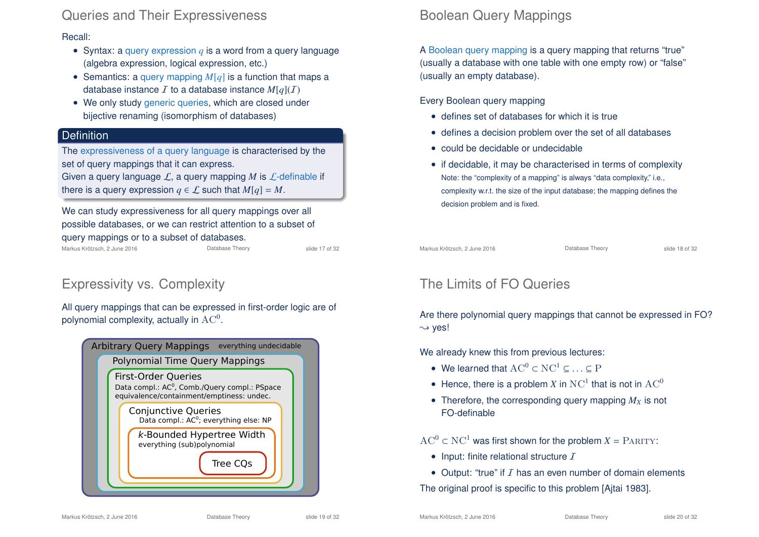## Queries and Their Expressiveness

Recall:

- Syntax: a query expression $q$ is a word from a query language (algebra expression, logical expression, etc.)
- Semantics: a query mapping $M[q]$ is a function that maps a database instance $\mathcal{I}$ to a database instance $M[q](\mathcal{I})$
- We only study generic queries, which are closed under bijective renaming (isomorphism of databases)

**Definition**

The expressiveness of a query language is characterised by the set of query mappings that it can express.
Given a query language $\mathcal{L}$, a query mapping $M$ is $\mathcal{L}$-definable if there is a query expression $q \in \mathcal{L}$ such that $M[q] = M$.

We can study expressiveness for all query mappings over all possible databases, or we can restrict attention to a subset of query mappings or to a subset of databases.

## Boolean Query Mappings

A Boolean query mapping is a query mapping that returns "true" (usually a database with one table with one empty row) or "false" (usually an empty database).

Every Boolean query mapping

- defines set of databases for which it is true
- defines a decision problem over the set of all databases
- could be decidable or undecidable
- if decidable, it may be characterised in terms of complexity
  Note: the "complexity of a mapping" is always "data complexity," i.e., complexity w.r.t. the size of the input database; the mapping defines the decision problem and is fixed.

## Expressivity vs. Complexity

All query mappings that can be expressed in first-order logic are of polynomial complexity, actually in $\mathrm{AC}^0$.

- Arbitrary Query Mappings — everything undecidable
  - Polynomial Time Query Mappings
    - First-Order Queries — Data compl.: $\mathrm{AC}^0$, Comb./Query compl.: PSpace; equivalence/containment/emptiness: undec.
      - Conjunctive Queries — Data compl.: $\mathrm{AC}^0$; everything else: NP
        - $k$-Bounded Hypertree Width — everything (sub)polynomial
          - Tree CQs

## The Limits of FO Queries

Are there polynomial query mappings that cannot be expressed in FO?
$\leadsto$ yes!

We already knew this from previous lectures:

- We learned that $\mathrm{AC}^0 \subset \mathrm{NC}^1 \subseteq \ldots \subseteq \mathrm{P}$
- Hence, there is a problem $X$ in $\mathrm{NC}^1$ that is not in $\mathrm{AC}^0$
- Therefore, the corresponding query mapping $M_X$ is not FO-definable

$\mathrm{AC}^0 \subset \mathrm{NC}^1$ was first shown for the problem $X = \textsc{Parity}$:

- Input: finite relational structure $\mathcal{I}$
- Output: "true" if $\mathcal{I}$ has an even number of domain elements

The original proof is specific to this problem [Ajtai 1983].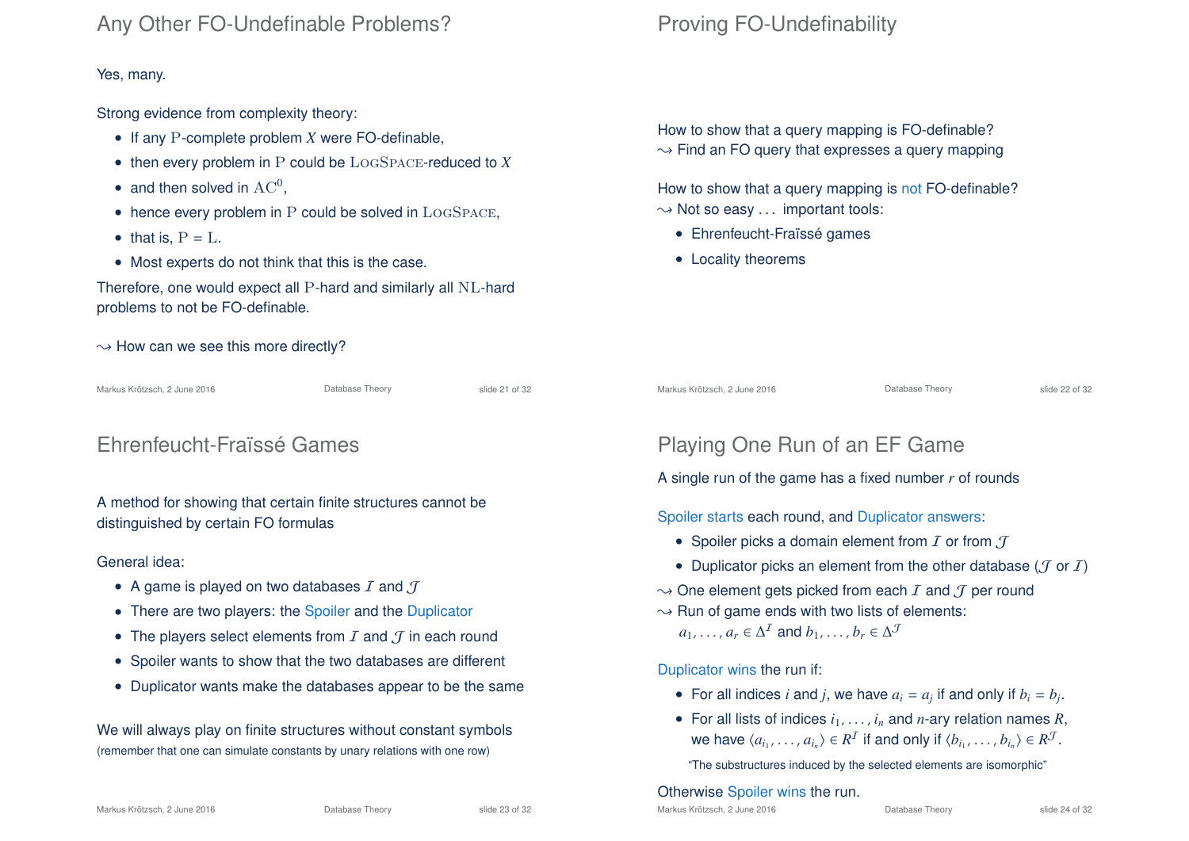## Any Other FO-Undefinable Problems?

Yes, many.

Strong evidence from complexity theory:

- If any $\mathrm{P}$-complete problem $X$ were FO-definable,
- then every problem in $\mathrm{P}$ could be $\textsc{LogSpace}$-reduced to $X$
- and then solved in $\mathrm{AC}^0$,
- hence every problem in $\mathrm{P}$ could be solved in $\textsc{LogSpace}$,
- that is, $\mathrm{P} = \mathrm{L}$.
- Most experts do not think that this is the case.

Therefore, one would expect all $\mathrm{P}$-hard and similarly all $\mathrm{NL}$-hard problems to not be FO-definable.

⇝ How can we see this more directly?

## Proving FO-Undefinability

How to show that a query mapping is FO-definable?
⇝ Find an FO query that expresses a query mapping

How to show that a query mapping is not FO-definable?
⇝ Not so easy … important tools:

- Ehrenfeucht-Fraïssé games
- Locality theorems

## Ehrenfeucht-Fraïssé Games

A method for showing that certain finite structures cannot be distinguished by certain FO formulas

General idea:

- A game is played on two databases $\mathcal{I}$ and $\mathcal{J}$
- There are two players: the Spoiler and the Duplicator
- The players select elements from $\mathcal{I}$ and $\mathcal{J}$ in each round
- Spoiler wants to show that the two databases are different
- Duplicator wants make the databases appear to be the same

We will always play on finite structures without constant symbols
(remember that one can simulate constants by unary relations with one row)

## Playing One Run of an EF Game

A single run of the game has a fixed number $r$ of rounds

Spoiler starts each round, and Duplicator answers:

- Spoiler picks a domain element from $\mathcal{I}$ or from $\mathcal{J}$
- Duplicator picks an element from the other database ($\mathcal{J}$ or $\mathcal{I}$)

⇝ One element gets picked from each $\mathcal{I}$ and $\mathcal{J}$ per round
⇝ Run of game ends with two lists of elements:
$a_1, \ldots, a_r \in \Delta^{\mathcal{I}}$ and $b_1, \ldots, b_r \in \Delta^{\mathcal{J}}$

Duplicator wins the run if:

- For all indices $i$ and $j$, we have $a_i = a_j$ if and only if $b_i = b_j$.
- For all lists of indices $i_1, \ldots, i_n$ and $n$-ary relation names $R$, we have $\langle a_{i_1}, \ldots, a_{i_n} \rangle \in R^{\mathcal{I}}$ if and only if $\langle b_{i_1}, \ldots, b_{i_n} \rangle \in R^{\mathcal{J}}$.

  "The substructures induced by the selected elements are isomorphic"

Otherwise Spoiler wins the run.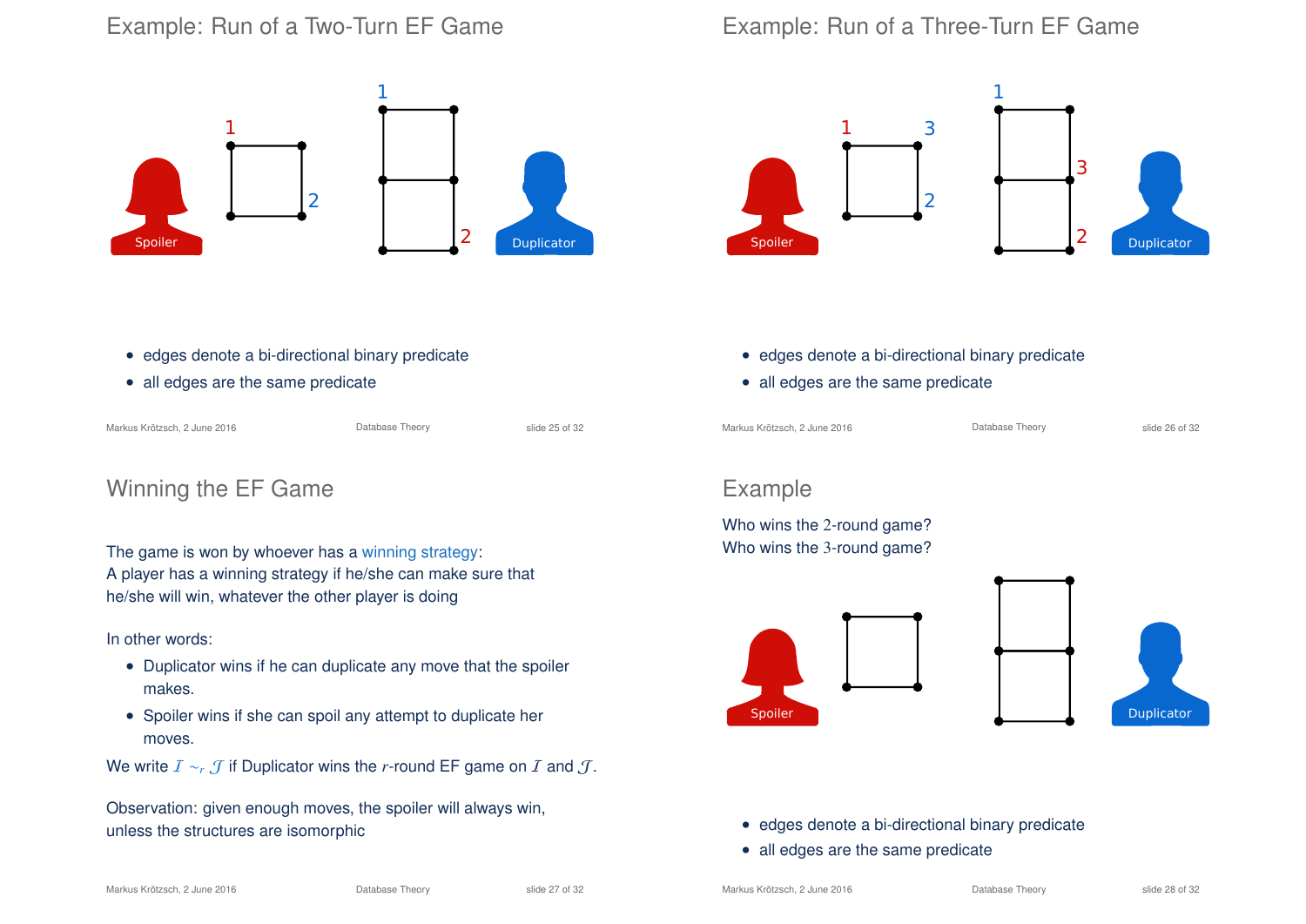## Example: Run of a Two-Turn EF Game

Spoiler | Duplicator

- edges denote a bi-directional binary predicate
- all edges are the same predicate

## Example: Run of a Three-Turn EF Game

Spoiler | Duplicator

- edges denote a bi-directional binary predicate
- all edges are the same predicate

## Winning the EF Game

The game is won by whoever has a winning strategy:
A player has a winning strategy if he/she can make sure that he/she will win, whatever the other player is doing

In other words:

- Duplicator wins if he can duplicate any move that the spoiler makes.
- Spoiler wins if she can spoil any attempt to duplicate her moves.

We write $\mathcal{I} \sim_r \mathcal{J}$ if Duplicator wins the $r$-round EF game on $\mathcal{I}$ and $\mathcal{J}$.

Observation: given enough moves, the spoiler will always win, unless the structures are isomorphic

## Example

Who wins the $2$-round game?
Who wins the $3$-round game?

Spoiler | Duplicator

- edges denote a bi-directional binary predicate
- all edges are the same predicate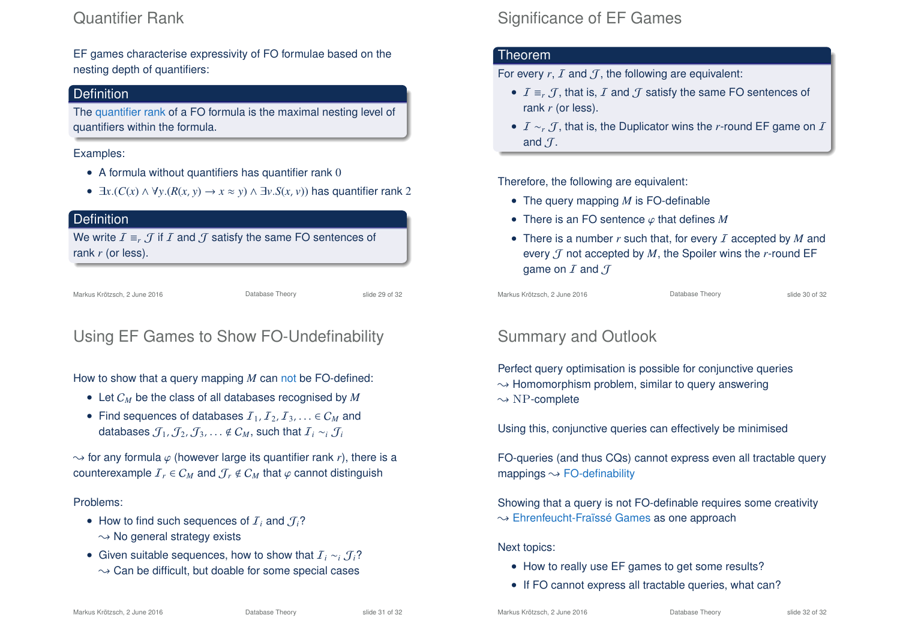## Quantifier Rank

EF games characterise expressivity of FO formulae based on the nesting depth of quantifiers:

**Definition**

The quantifier rank of a FO formula is the maximal nesting level of quantifiers within the formula.

Examples:

- A formula without quantifiers has quantifier rank $0$
- $\exists x.(C(x) \land \forall y.(R(x,y) \to x \approx y) \land \exists v.S(x,v))$ has quantifier rank $2$

**Definition**

We write $\mathcal{I} \equiv_r \mathcal{J}$ if $\mathcal{I}$ and $\mathcal{J}$ satisfy the same FO sentences of rank $r$ (or less).

## Significance of EF Games

**Theorem**

For every $r$, $\mathcal{I}$ and $\mathcal{J}$, the following are equivalent:

- $\mathcal{I} \equiv_r \mathcal{J}$, that is, $\mathcal{I}$ and $\mathcal{J}$ satisfy the same FO sentences of rank $r$ (or less).
- $\mathcal{I} \sim_r \mathcal{J}$, that is, the Duplicator wins the $r$-round EF game on $\mathcal{I}$ and $\mathcal{J}$.

Therefore, the following are equivalent:

- The query mapping $M$ is FO-definable
- There is an FO sentence $\varphi$ that defines $M$
- There is a number $r$ such that, for every $\mathcal{I}$ accepted by $M$ and every $\mathcal{J}$ not accepted by $M$, the Spoiler wins the $r$-round EF game on $\mathcal{I}$ and $\mathcal{J}$

## Using EF Games to Show FO-Undefinability

How to show that a query mapping $M$ can not be FO-defined:

- Let $C_M$ be the class of all databases recognised by $M$
- Find sequences of databases $\mathcal{I}_1, \mathcal{I}_2, \mathcal{I}_3, \ldots \in C_M$ and databases $\mathcal{J}_1, \mathcal{J}_2, \mathcal{J}_3, \ldots \notin C_M$, such that $\mathcal{I}_i \sim_i \mathcal{J}_i$

$\rightsquigarrow$ for any formula $\varphi$ (however large its quantifier rank $r$), there is a counterexample $\mathcal{I}_r \in C_M$ and $\mathcal{J}_r \notin C_M$ that $\varphi$ cannot distinguish

Problems:

- How to find such sequences of $\mathcal{I}_i$ and $\mathcal{J}_i$?
  $\rightsquigarrow$ No general strategy exists
- Given suitable sequences, how to show that $\mathcal{I}_i \sim_i \mathcal{J}_i$?
  $\rightsquigarrow$ Can be difficult, but doable for some special cases

## Summary and Outlook

Perfect query optimisation is possible for conjunctive queries
$\rightsquigarrow$ Homomorphism problem, similar to query answering
$\rightsquigarrow$ NP-complete

Using this, conjunctive queries can effectively be minimised

FO-queries (and thus CQs) cannot express even all tractable query mappings $\rightsquigarrow$ FO-definability

Showing that a query is not FO-definable requires some creativity
$\rightsquigarrow$ Ehrenfeucht-Fraïssé Games as one approach

Next topics:

- How to really use EF games to get some results?
- If FO cannot express all tractable queries, what can?